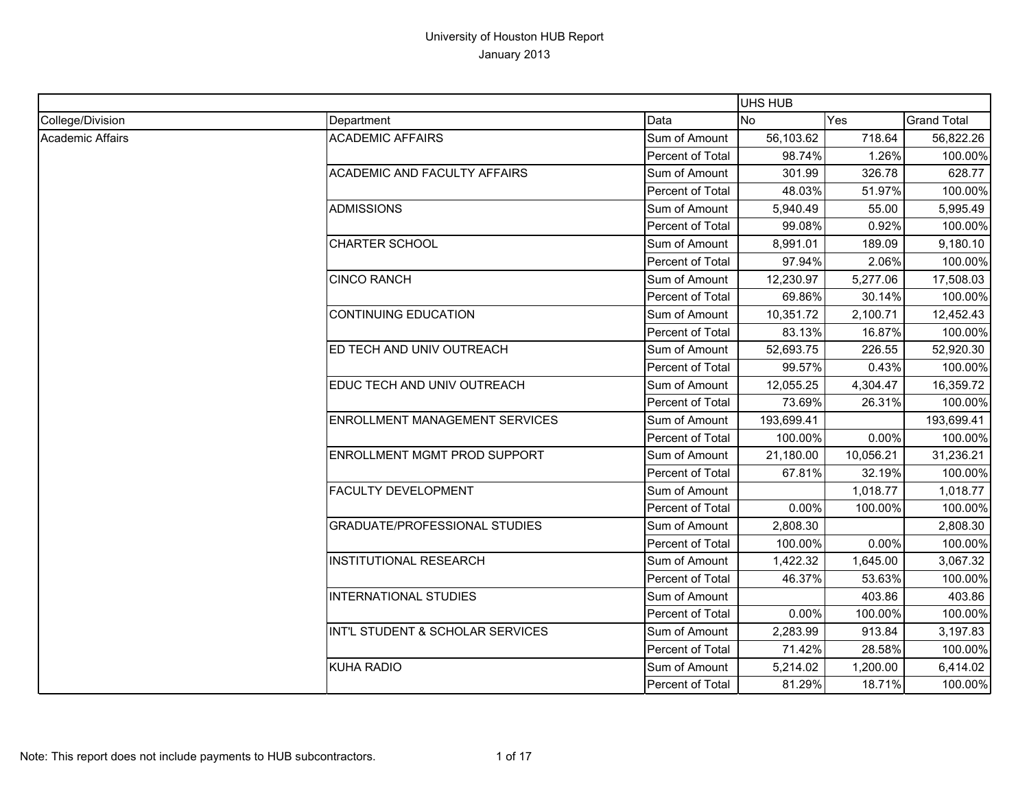# University of Houston HUB Report

January 2013

| | | | UHS HUB | | |
|---|---|---|---|---|---|
| College/Division | Department | Data | No | Yes | Grand Total |
| Academic Affairs | ACADEMIC AFFAIRS | Sum of Amount | 56,103.62 | 718.64 | 56,822.26 |
| | | Percent of Total | 98.74% | 1.26% | 100.00% |
| | ACADEMIC AND FACULTY AFFAIRS | Sum of Amount | 301.99 | 326.78 | 628.77 |
| | | Percent of Total | 48.03% | 51.97% | 100.00% |
| | ADMISSIONS | Sum of Amount | 5,940.49 | 55.00 | 5,995.49 |
| | | Percent of Total | 99.08% | 0.92% | 100.00% |
| | CHARTER SCHOOL | Sum of Amount | 8,991.01 | 189.09 | 9,180.10 |
| | | Percent of Total | 97.94% | 2.06% | 100.00% |
| | CINCO RANCH | Sum of Amount | 12,230.97 | 5,277.06 | 17,508.03 |
| | | Percent of Total | 69.86% | 30.14% | 100.00% |
| | CONTINUING EDUCATION | Sum of Amount | 10,351.72 | 2,100.71 | 12,452.43 |
| | | Percent of Total | 83.13% | 16.87% | 100.00% |
| | ED TECH AND UNIV OUTREACH | Sum of Amount | 52,693.75 | 226.55 | 52,920.30 |
| | | Percent of Total | 99.57% | 0.43% | 100.00% |
| | EDUC TECH AND UNIV OUTREACH | Sum of Amount | 12,055.25 | 4,304.47 | 16,359.72 |
| | | Percent of Total | 73.69% | 26.31% | 100.00% |
| | ENROLLMENT MANAGEMENT SERVICES | Sum of Amount | 193,699.41 | | 193,699.41 |
| | | Percent of Total | 100.00% | 0.00% | 100.00% |
| | ENROLLMENT MGMT PROD SUPPORT | Sum of Amount | 21,180.00 | 10,056.21 | 31,236.21 |
| | | Percent of Total | 67.81% | 32.19% | 100.00% |
| | FACULTY DEVELOPMENT | Sum of Amount | | 1,018.77 | 1,018.77 |
| | | Percent of Total | 0.00% | 100.00% | 100.00% |
| | GRADUATE/PROFESSIONAL STUDIES | Sum of Amount | 2,808.30 | | 2,808.30 |
| | | Percent of Total | 100.00% | 0.00% | 100.00% |
| | INSTITUTIONAL RESEARCH | Sum of Amount | 1,422.32 | 1,645.00 | 3,067.32 |
| | | Percent of Total | 46.37% | 53.63% | 100.00% |
| | INTERNATIONAL STUDIES | Sum of Amount | | 403.86 | 403.86 |
| | | Percent of Total | 0.00% | 100.00% | 100.00% |
| | INT'L STUDENT & SCHOLAR SERVICES | Sum of Amount | 2,283.99 | 913.84 | 3,197.83 |
| | | Percent of Total | 71.42% | 28.58% | 100.00% |
| | KUHA RADIO | Sum of Amount | 5,214.02 | 1,200.00 | 6,414.02 |
| | | Percent of Total | 81.29% | 18.71% | 100.00% |

Note: This report does not include payments to HUB subcontractors.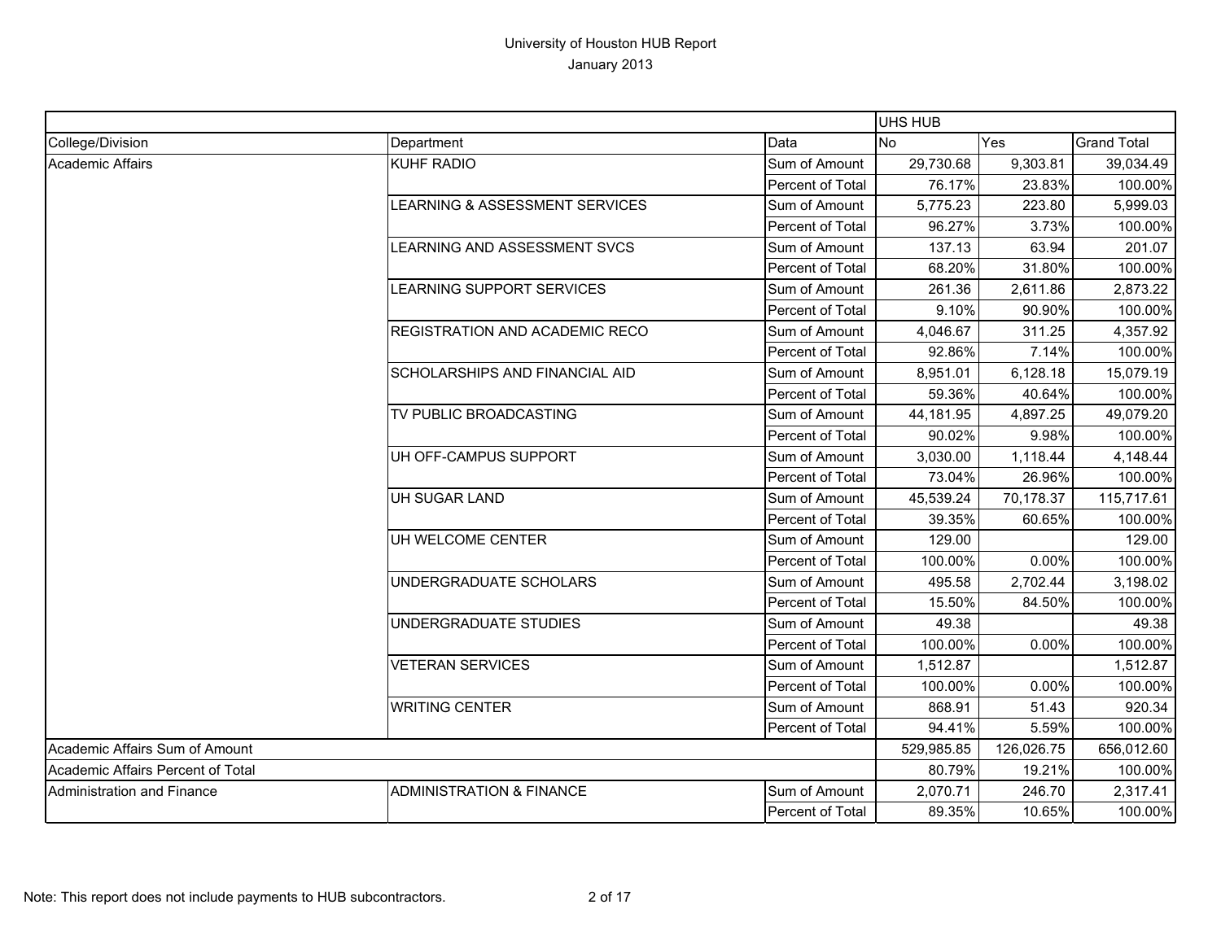# University of Houston HUB Report
## January 2013

| | | | UHS HUB | | |
|---|---|---|---|---|---|
| College/Division | Department | Data | No | Yes | Grand Total |
| Academic Affairs | KUHF RADIO | Sum of Amount | 29,730.68 | 9,303.81 | 39,034.49 |
| | | Percent of Total | 76.17% | 23.83% | 100.00% |
| | LEARNING & ASSESSMENT SERVICES | Sum of Amount | 5,775.23 | 223.80 | 5,999.03 |
| | | Percent of Total | 96.27% | 3.73% | 100.00% |
| | LEARNING AND ASSESSMENT SVCS | Sum of Amount | 137.13 | 63.94 | 201.07 |
| | | Percent of Total | 68.20% | 31.80% | 100.00% |
| | LEARNING SUPPORT SERVICES | Sum of Amount | 261.36 | 2,611.86 | 2,873.22 |
| | | Percent of Total | 9.10% | 90.90% | 100.00% |
| | REGISTRATION AND ACADEMIC RECO | Sum of Amount | 4,046.67 | 311.25 | 4,357.92 |
| | | Percent of Total | 92.86% | 7.14% | 100.00% |
| | SCHOLARSHIPS AND FINANCIAL AID | Sum of Amount | 8,951.01 | 6,128.18 | 15,079.19 |
| | | Percent of Total | 59.36% | 40.64% | 100.00% |
| | TV PUBLIC BROADCASTING | Sum of Amount | 44,181.95 | 4,897.25 | 49,079.20 |
| | | Percent of Total | 90.02% | 9.98% | 100.00% |
| | UH OFF-CAMPUS SUPPORT | Sum of Amount | 3,030.00 | 1,118.44 | 4,148.44 |
| | | Percent of Total | 73.04% | 26.96% | 100.00% |
| | UH SUGAR LAND | Sum of Amount | 45,539.24 | 70,178.37 | 115,717.61 |
| | | Percent of Total | 39.35% | 60.65% | 100.00% |
| | UH WELCOME CENTER | Sum of Amount | 129.00 | | 129.00 |
| | | Percent of Total | 100.00% | 0.00% | 100.00% |
| | UNDERGRADUATE SCHOLARS | Sum of Amount | 495.58 | 2,702.44 | 3,198.02 |
| | | Percent of Total | 15.50% | 84.50% | 100.00% |
| | UNDERGRADUATE STUDIES | Sum of Amount | 49.38 | | 49.38 |
| | | Percent of Total | 100.00% | 0.00% | 100.00% |
| | VETERAN SERVICES | Sum of Amount | 1,512.87 | | 1,512.87 |
| | | Percent of Total | 100.00% | 0.00% | 100.00% |
| | WRITING CENTER | Sum of Amount | 868.91 | 51.43 | 920.34 |
| | | Percent of Total | 94.41% | 5.59% | 100.00% |
| Academic Affairs Sum of Amount | | | 529,985.85 | 126,026.75 | 656,012.60 |
| Academic Affairs Percent of Total | | | 80.79% | 19.21% | 100.00% |
| Administration and Finance | ADMINISTRATION & FINANCE | Sum of Amount | 2,070.71 | 246.70 | 2,317.41 |
| | | Percent of Total | 89.35% | 10.65% | 100.00% |

Note: This report does not include payments to HUB subcontractors.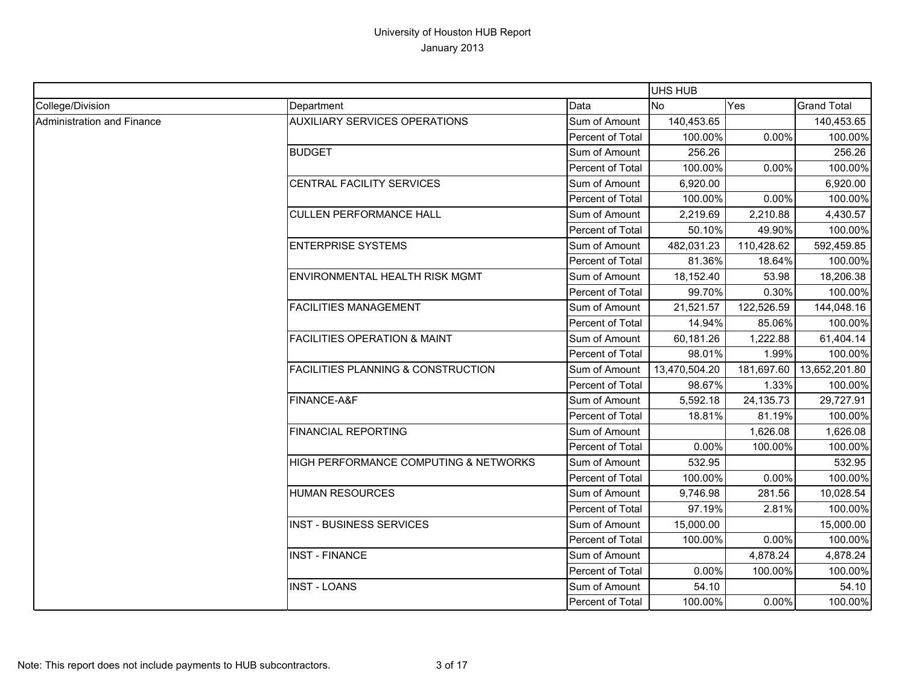# University of Houston HUB Report

January 2013

| | | | UHS HUB | | |
|---|---|---|---|---|---|
| College/Division | Department | Data | No | Yes | Grand Total |
| Administration and Finance | AUXILIARY SERVICES OPERATIONS | Sum of Amount | 140,453.65 | | 140,453.65 |
| | | Percent of Total | 100.00% | 0.00% | 100.00% |
| | BUDGET | Sum of Amount | 256.26 | | 256.26 |
| | | Percent of Total | 100.00% | 0.00% | 100.00% |
| | CENTRAL FACILITY SERVICES | Sum of Amount | 6,920.00 | | 6,920.00 |
| | | Percent of Total | 100.00% | 0.00% | 100.00% |
| | CULLEN PERFORMANCE HALL | Sum of Amount | 2,219.69 | 2,210.88 | 4,430.57 |
| | | Percent of Total | 50.10% | 49.90% | 100.00% |
| | ENTERPRISE SYSTEMS | Sum of Amount | 482,031.23 | 110,428.62 | 592,459.85 |
| | | Percent of Total | 81.36% | 18.64% | 100.00% |
| | ENVIRONMENTAL HEALTH RISK MGMT | Sum of Amount | 18,152.40 | 53.98 | 18,206.38 |
| | | Percent of Total | 99.70% | 0.30% | 100.00% |
| | FACILITIES MANAGEMENT | Sum of Amount | 21,521.57 | 122,526.59 | 144,048.16 |
| | | Percent of Total | 14.94% | 85.06% | 100.00% |
| | FACILITIES OPERATION & MAINT | Sum of Amount | 60,181.26 | 1,222.88 | 61,404.14 |
| | | Percent of Total | 98.01% | 1.99% | 100.00% |
| | FACILITIES PLANNING & CONSTRUCTION | Sum of Amount | 13,470,504.20 | 181,697.60 | 13,652,201.80 |
| | | Percent of Total | 98.67% | 1.33% | 100.00% |
| | FINANCE-A&F | Sum of Amount | 5,592.18 | 24,135.73 | 29,727.91 |
| | | Percent of Total | 18.81% | 81.19% | 100.00% |
| | FINANCIAL REPORTING | Sum of Amount | | 1,626.08 | 1,626.08 |
| | | Percent of Total | 0.00% | 100.00% | 100.00% |
| | HIGH PERFORMANCE COMPUTING & NETWORKS | Sum of Amount | 532.95 | | 532.95 |
| | | Percent of Total | 100.00% | 0.00% | 100.00% |
| | HUMAN RESOURCES | Sum of Amount | 9,746.98 | 281.56 | 10,028.54 |
| | | Percent of Total | 97.19% | 2.81% | 100.00% |
| | INST - BUSINESS SERVICES | Sum of Amount | 15,000.00 | | 15,000.00 |
| | | Percent of Total | 100.00% | 0.00% | 100.00% |
| | INST - FINANCE | Sum of Amount | | 4,878.24 | 4,878.24 |
| | | Percent of Total | 0.00% | 100.00% | 100.00% |
| | INST - LOANS | Sum of Amount | 54.10 | | 54.10 |
| | | Percent of Total | 100.00% | 0.00% | 100.00% |

Note: This report does not include payments to HUB subcontractors.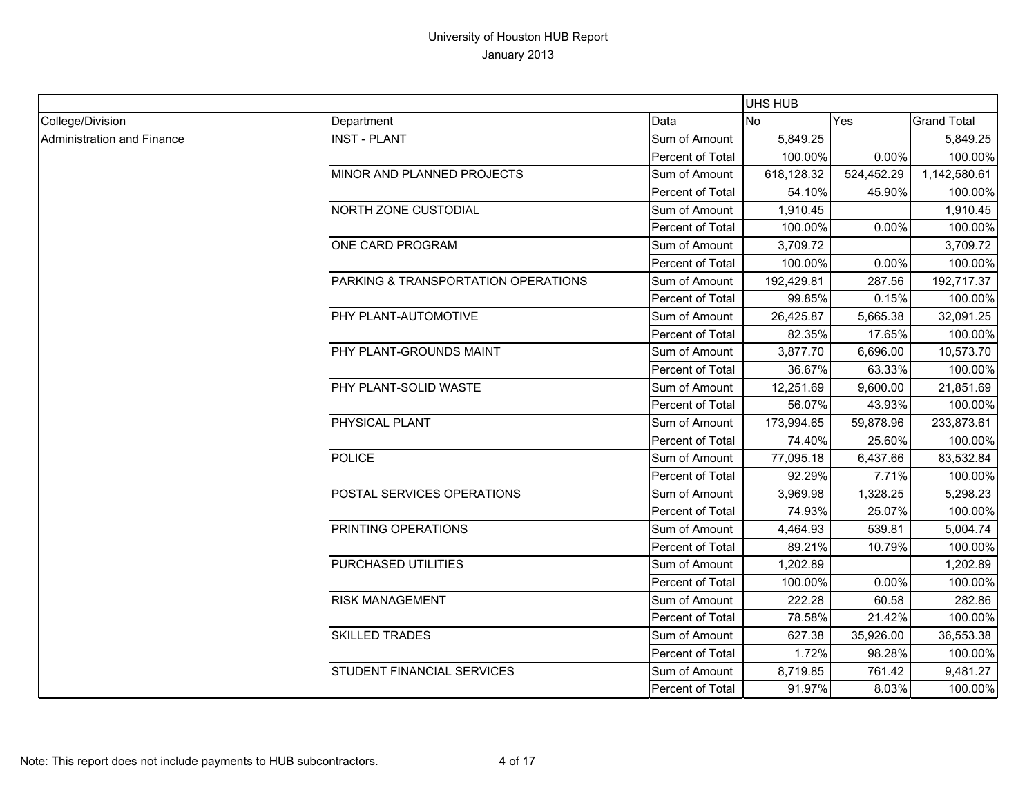# University of Houston HUB Report

January 2013

| | | | UHS HUB | | |
|---|---|---|---|---|---|
| College/Division | Department | Data | No | Yes | Grand Total |
| Administration and Finance | INST - PLANT | Sum of Amount | 5,849.25 | | 5,849.25 |
| | | Percent of Total | 100.00% | 0.00% | 100.00% |
| | MINOR AND PLANNED PROJECTS | Sum of Amount | 618,128.32 | 524,452.29 | 1,142,580.61 |
| | | Percent of Total | 54.10% | 45.90% | 100.00% |
| | NORTH ZONE CUSTODIAL | Sum of Amount | 1,910.45 | | 1,910.45 |
| | | Percent of Total | 100.00% | 0.00% | 100.00% |
| | ONE CARD PROGRAM | Sum of Amount | 3,709.72 | | 3,709.72 |
| | | Percent of Total | 100.00% | 0.00% | 100.00% |
| | PARKING & TRANSPORTATION OPERATIONS | Sum of Amount | 192,429.81 | 287.56 | 192,717.37 |
| | | Percent of Total | 99.85% | 0.15% | 100.00% |
| | PHY PLANT-AUTOMOTIVE | Sum of Amount | 26,425.87 | 5,665.38 | 32,091.25 |
| | | Percent of Total | 82.35% | 17.65% | 100.00% |
| | PHY PLANT-GROUNDS MAINT | Sum of Amount | 3,877.70 | 6,696.00 | 10,573.70 |
| | | Percent of Total | 36.67% | 63.33% | 100.00% |
| | PHY PLANT-SOLID WASTE | Sum of Amount | 12,251.69 | 9,600.00 | 21,851.69 |
| | | Percent of Total | 56.07% | 43.93% | 100.00% |
| | PHYSICAL PLANT | Sum of Amount | 173,994.65 | 59,878.96 | 233,873.61 |
| | | Percent of Total | 74.40% | 25.60% | 100.00% |
| | POLICE | Sum of Amount | 77,095.18 | 6,437.66 | 83,532.84 |
| | | Percent of Total | 92.29% | 7.71% | 100.00% |
| | POSTAL SERVICES OPERATIONS | Sum of Amount | 3,969.98 | 1,328.25 | 5,298.23 |
| | | Percent of Total | 74.93% | 25.07% | 100.00% |
| | PRINTING OPERATIONS | Sum of Amount | 4,464.93 | 539.81 | 5,004.74 |
| | | Percent of Total | 89.21% | 10.79% | 100.00% |
| | PURCHASED UTILITIES | Sum of Amount | 1,202.89 | | 1,202.89 |
| | | Percent of Total | 100.00% | 0.00% | 100.00% |
| | RISK MANAGEMENT | Sum of Amount | 222.28 | 60.58 | 282.86 |
| | | Percent of Total | 78.58% | 21.42% | 100.00% |
| | SKILLED TRADES | Sum of Amount | 627.38 | 35,926.00 | 36,553.38 |
| | | Percent of Total | 1.72% | 98.28% | 100.00% |
| | STUDENT FINANCIAL SERVICES | Sum of Amount | 8,719.85 | 761.42 | 9,481.27 |
| | | Percent of Total | 91.97% | 8.03% | 100.00% |

Note: This report does not include payments to HUB subcontractors.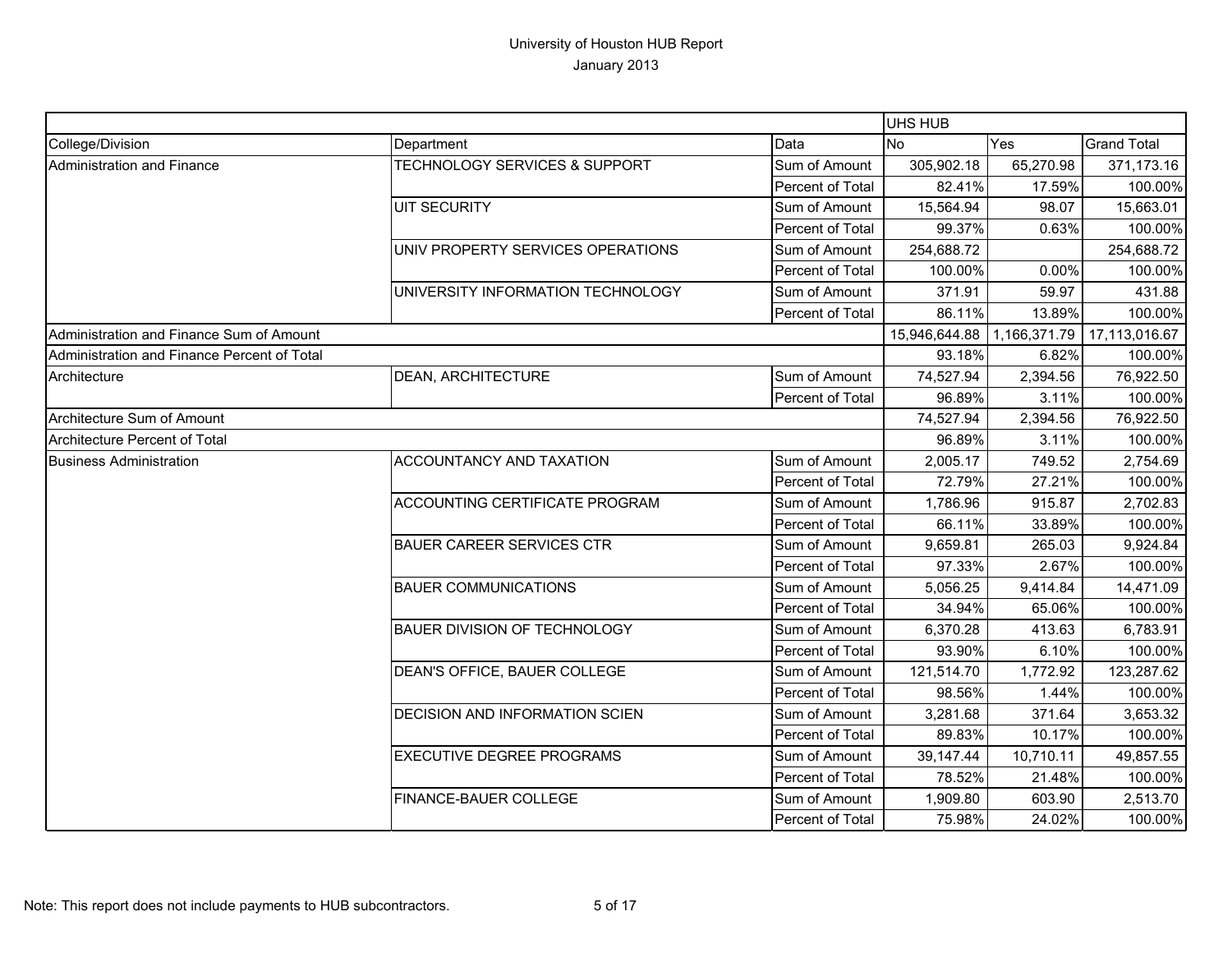# University of Houston HUB Report

January 2013

| College/Division | Department | Data | UHS HUB No | Yes | Grand Total |
|---|---|---|---|---|---|
| Administration and Finance | TECHNOLOGY SERVICES & SUPPORT | Sum of Amount | 305,902.18 | 65,270.98 | 371,173.16 |
| | | Percent of Total | 82.41% | 17.59% | 100.00% |
| | UIT SECURITY | Sum of Amount | 15,564.94 | 98.07 | 15,663.01 |
| | | Percent of Total | 99.37% | 0.63% | 100.00% |
| | UNIV PROPERTY SERVICES OPERATIONS | Sum of Amount | 254,688.72 | | 254,688.72 |
| | | Percent of Total | 100.00% | 0.00% | 100.00% |
| | UNIVERSITY INFORMATION TECHNOLOGY | Sum of Amount | 371.91 | 59.97 | 431.88 |
| | | Percent of Total | 86.11% | 13.89% | 100.00% |
| Administration and Finance Sum of Amount | | | 15,946,644.88 | 1,166,371.79 | 17,113,016.67 |
| Administration and Finance Percent of Total | | | 93.18% | 6.82% | 100.00% |
| Architecture | DEAN, ARCHITECTURE | Sum of Amount | 74,527.94 | 2,394.56 | 76,922.50 |
| | | Percent of Total | 96.89% | 3.11% | 100.00% |
| Architecture Sum of Amount | | | 74,527.94 | 2,394.56 | 76,922.50 |
| Architecture Percent of Total | | | 96.89% | 3.11% | 100.00% |
| Business Administration | ACCOUNTANCY AND TAXATION | Sum of Amount | 2,005.17 | 749.52 | 2,754.69 |
| | | Percent of Total | 72.79% | 27.21% | 100.00% |
| | ACCOUNTING CERTIFICATE PROGRAM | Sum of Amount | 1,786.96 | 915.87 | 2,702.83 |
| | | Percent of Total | 66.11% | 33.89% | 100.00% |
| | BAUER CAREER SERVICES CTR | Sum of Amount | 9,659.81 | 265.03 | 9,924.84 |
| | | Percent of Total | 97.33% | 2.67% | 100.00% |
| | BAUER COMMUNICATIONS | Sum of Amount | 5,056.25 | 9,414.84 | 14,471.09 |
| | | Percent of Total | 34.94% | 65.06% | 100.00% |
| | BAUER DIVISION OF TECHNOLOGY | Sum of Amount | 6,370.28 | 413.63 | 6,783.91 |
| | | Percent of Total | 93.90% | 6.10% | 100.00% |
| | DEAN'S OFFICE, BAUER COLLEGE | Sum of Amount | 121,514.70 | 1,772.92 | 123,287.62 |
| | | Percent of Total | 98.56% | 1.44% | 100.00% |
| | DECISION AND INFORMATION SCIEN | Sum of Amount | 3,281.68 | 371.64 | 3,653.32 |
| | | Percent of Total | 89.83% | 10.17% | 100.00% |
| | EXECUTIVE DEGREE PROGRAMS | Sum of Amount | 39,147.44 | 10,710.11 | 49,857.55 |
| | | Percent of Total | 78.52% | 21.48% | 100.00% |
| | FINANCE-BAUER COLLEGE | Sum of Amount | 1,909.80 | 603.90 | 2,513.70 |
| | | Percent of Total | 75.98% | 24.02% | 100.00% |

Note: This report does not include payments to HUB subcontractors.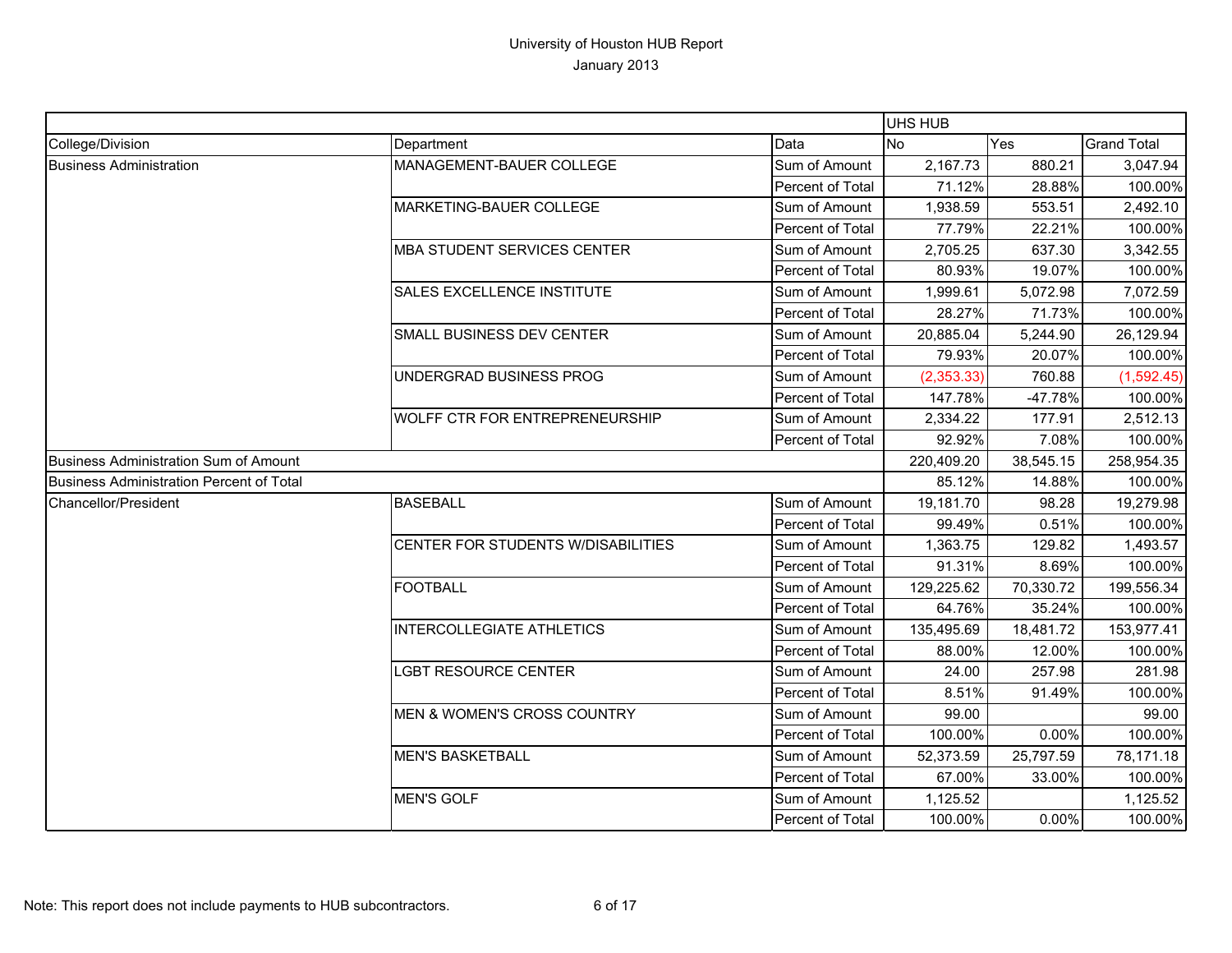# University of Houston HUB Report

January 2013

| | | | UHS HUB | | |
|---|---|---|---|---|---|
| College/Division | Department | Data | No | Yes | Grand Total |
| Business Administration | MANAGEMENT-BAUER COLLEGE | Sum of Amount | 2,167.73 | 880.21 | 3,047.94 |
| | | Percent of Total | 71.12% | 28.88% | 100.00% |
| | MARKETING-BAUER COLLEGE | Sum of Amount | 1,938.59 | 553.51 | 2,492.10 |
| | | Percent of Total | 77.79% | 22.21% | 100.00% |
| | MBA STUDENT SERVICES CENTER | Sum of Amount | 2,705.25 | 637.30 | 3,342.55 |
| | | Percent of Total | 80.93% | 19.07% | 100.00% |
| | SALES EXCELLENCE INSTITUTE | Sum of Amount | 1,999.61 | 5,072.98 | 7,072.59 |
| | | Percent of Total | 28.27% | 71.73% | 100.00% |
| | SMALL BUSINESS DEV CENTER | Sum of Amount | 20,885.04 | 5,244.90 | 26,129.94 |
| | | Percent of Total | 79.93% | 20.07% | 100.00% |
| | UNDERGRAD BUSINESS PROG | Sum of Amount | (2,353.33) | 760.88 | (1,592.45) |
| | | Percent of Total | 147.78% | -47.78% | 100.00% |
| | WOLFF CTR FOR ENTREPRENEURSHIP | Sum of Amount | 2,334.22 | 177.91 | 2,512.13 |
| | | Percent of Total | 92.92% | 7.08% | 100.00% |
| Business Administration Sum of Amount | | | 220,409.20 | 38,545.15 | 258,954.35 |
| Business Administration Percent of Total | | | 85.12% | 14.88% | 100.00% |
| Chancellor/President | BASEBALL | Sum of Amount | 19,181.70 | 98.28 | 19,279.98 |
| | | Percent of Total | 99.49% | 0.51% | 100.00% |
| | CENTER FOR STUDENTS W/DISABILITIES | Sum of Amount | 1,363.75 | 129.82 | 1,493.57 |
| | | Percent of Total | 91.31% | 8.69% | 100.00% |
| | FOOTBALL | Sum of Amount | 129,225.62 | 70,330.72 | 199,556.34 |
| | | Percent of Total | 64.76% | 35.24% | 100.00% |
| | INTERCOLLEGIATE ATHLETICS | Sum of Amount | 135,495.69 | 18,481.72 | 153,977.41 |
| | | Percent of Total | 88.00% | 12.00% | 100.00% |
| | LGBT RESOURCE CENTER | Sum of Amount | 24.00 | 257.98 | 281.98 |
| | | Percent of Total | 8.51% | 91.49% | 100.00% |
| | MEN & WOMEN'S CROSS COUNTRY | Sum of Amount | 99.00 | | 99.00 |
| | | Percent of Total | 100.00% | 0.00% | 100.00% |
| | MEN'S BASKETBALL | Sum of Amount | 52,373.59 | 25,797.59 | 78,171.18 |
| | | Percent of Total | 67.00% | 33.00% | 100.00% |
| | MEN'S GOLF | Sum of Amount | 1,125.52 | | 1,125.52 |
| | | Percent of Total | 100.00% | 0.00% | 100.00% |

Note: This report does not include payments to HUB subcontractors.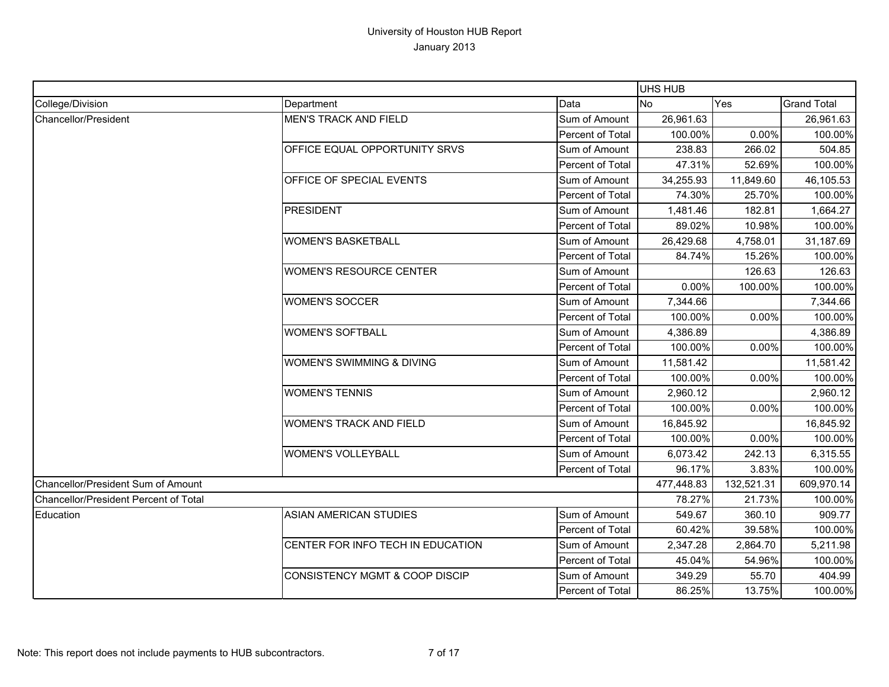# University of Houston HUB Report

January 2013

| | | | UHS HUB | | |
|---|---|---|---|---|---|
| College/Division | Department | Data | No | Yes | Grand Total |
| Chancellor/President | MEN'S TRACK AND FIELD | Sum of Amount | 26,961.63 | | 26,961.63 |
| | | Percent of Total | 100.00% | 0.00% | 100.00% |
| | OFFICE EQUAL OPPORTUNITY SRVS | Sum of Amount | 238.83 | 266.02 | 504.85 |
| | | Percent of Total | 47.31% | 52.69% | 100.00% |
| | OFFICE OF SPECIAL EVENTS | Sum of Amount | 34,255.93 | 11,849.60 | 46,105.53 |
| | | Percent of Total | 74.30% | 25.70% | 100.00% |
| | PRESIDENT | Sum of Amount | 1,481.46 | 182.81 | 1,664.27 |
| | | Percent of Total | 89.02% | 10.98% | 100.00% |
| | WOMEN'S BASKETBALL | Sum of Amount | 26,429.68 | 4,758.01 | 31,187.69 |
| | | Percent of Total | 84.74% | 15.26% | 100.00% |
| | WOMEN'S RESOURCE CENTER | Sum of Amount | | 126.63 | 126.63 |
| | | Percent of Total | 0.00% | 100.00% | 100.00% |
| | WOMEN'S SOCCER | Sum of Amount | 7,344.66 | | 7,344.66 |
| | | Percent of Total | 100.00% | 0.00% | 100.00% |
| | WOMEN'S SOFTBALL | Sum of Amount | 4,386.89 | | 4,386.89 |
| | | Percent of Total | 100.00% | 0.00% | 100.00% |
| | WOMEN'S SWIMMING & DIVING | Sum of Amount | 11,581.42 | | 11,581.42 |
| | | Percent of Total | 100.00% | 0.00% | 100.00% |
| | WOMEN'S TENNIS | Sum of Amount | 2,960.12 | | 2,960.12 |
| | | Percent of Total | 100.00% | 0.00% | 100.00% |
| | WOMEN'S TRACK AND FIELD | Sum of Amount | 16,845.92 | | 16,845.92 |
| | | Percent of Total | 100.00% | 0.00% | 100.00% |
| | WOMEN'S VOLLEYBALL | Sum of Amount | 6,073.42 | 242.13 | 6,315.55 |
| | | Percent of Total | 96.17% | 3.83% | 100.00% |
| Chancellor/President Sum of Amount | | | 477,448.83 | 132,521.31 | 609,970.14 |
| Chancellor/President Percent of Total | | | 78.27% | 21.73% | 100.00% |
| Education | ASIAN AMERICAN STUDIES | Sum of Amount | 549.67 | 360.10 | 909.77 |
| | | Percent of Total | 60.42% | 39.58% | 100.00% |
| | CENTER FOR INFO TECH IN EDUCATION | Sum of Amount | 2,347.28 | 2,864.70 | 5,211.98 |
| | | Percent of Total | 45.04% | 54.96% | 100.00% |
| | CONSISTENCY MGMT & COOP DISCIP | Sum of Amount | 349.29 | 55.70 | 404.99 |
| | | Percent of Total | 86.25% | 13.75% | 100.00% |

Note: This report does not include payments to HUB subcontractors.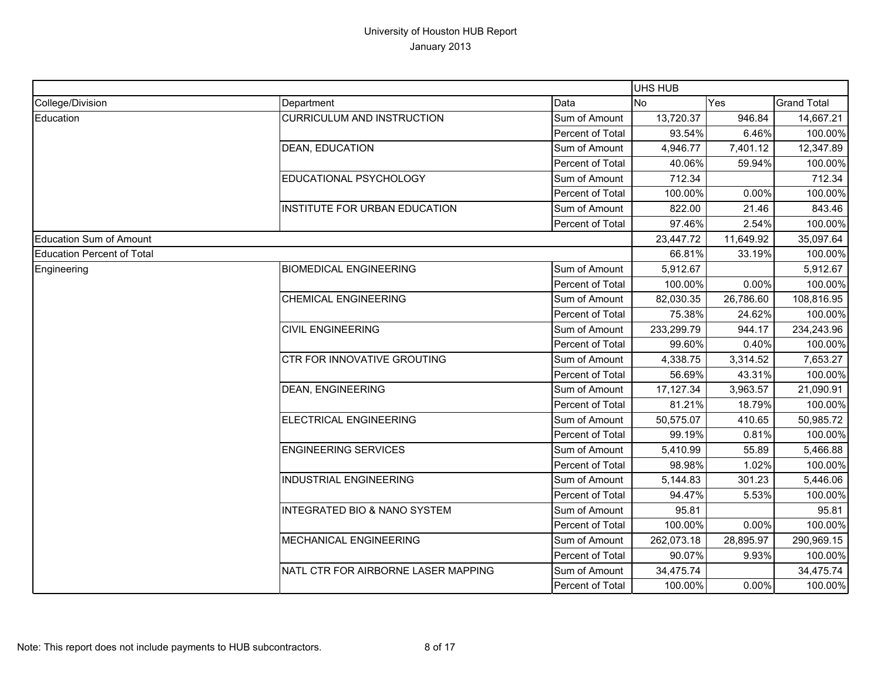# University of Houston HUB Report

January 2013

| | | | UHS HUB | | |
|---|---|---|---|---|---|
| College/Division | Department | Data | No | Yes | Grand Total |
| Education | CURRICULUM AND INSTRUCTION | Sum of Amount | 13,720.37 | 946.84 | 14,667.21 |
| | | Percent of Total | 93.54% | 6.46% | 100.00% |
| | DEAN, EDUCATION | Sum of Amount | 4,946.77 | 7,401.12 | 12,347.89 |
| | | Percent of Total | 40.06% | 59.94% | 100.00% |
| | EDUCATIONAL PSYCHOLOGY | Sum of Amount | 712.34 | | 712.34 |
| | | Percent of Total | 100.00% | 0.00% | 100.00% |
| | INSTITUTE FOR URBAN EDUCATION | Sum of Amount | 822.00 | 21.46 | 843.46 |
| | | Percent of Total | 97.46% | 2.54% | 100.00% |
| Education Sum of Amount | | | 23,447.72 | 11,649.92 | 35,097.64 |
| Education Percent of Total | | | 66.81% | 33.19% | 100.00% |
| Engineering | BIOMEDICAL ENGINEERING | Sum of Amount | 5,912.67 | | 5,912.67 |
| | | Percent of Total | 100.00% | 0.00% | 100.00% |
| | CHEMICAL ENGINEERING | Sum of Amount | 82,030.35 | 26,786.60 | 108,816.95 |
| | | Percent of Total | 75.38% | 24.62% | 100.00% |
| | CIVIL ENGINEERING | Sum of Amount | 233,299.79 | 944.17 | 234,243.96 |
| | | Percent of Total | 99.60% | 0.40% | 100.00% |
| | CTR FOR INNOVATIVE GROUTING | Sum of Amount | 4,338.75 | 3,314.52 | 7,653.27 |
| | | Percent of Total | 56.69% | 43.31% | 100.00% |
| | DEAN, ENGINEERING | Sum of Amount | 17,127.34 | 3,963.57 | 21,090.91 |
| | | Percent of Total | 81.21% | 18.79% | 100.00% |
| | ELECTRICAL ENGINEERING | Sum of Amount | 50,575.07 | 410.65 | 50,985.72 |
| | | Percent of Total | 99.19% | 0.81% | 100.00% |
| | ENGINEERING SERVICES | Sum of Amount | 5,410.99 | 55.89 | 5,466.88 |
| | | Percent of Total | 98.98% | 1.02% | 100.00% |
| | INDUSTRIAL ENGINEERING | Sum of Amount | 5,144.83 | 301.23 | 5,446.06 |
| | | Percent of Total | 94.47% | 5.53% | 100.00% |
| | INTEGRATED BIO & NANO SYSTEM | Sum of Amount | 95.81 | | 95.81 |
| | | Percent of Total | 100.00% | 0.00% | 100.00% |
| | MECHANICAL ENGINEERING | Sum of Amount | 262,073.18 | 28,895.97 | 290,969.15 |
| | | Percent of Total | 90.07% | 9.93% | 100.00% |
| | NATL CTR FOR AIRBORNE LASER MAPPING | Sum of Amount | 34,475.74 | | 34,475.74 |
| | | Percent of Total | 100.00% | 0.00% | 100.00% |

Note: This report does not include payments to HUB subcontractors.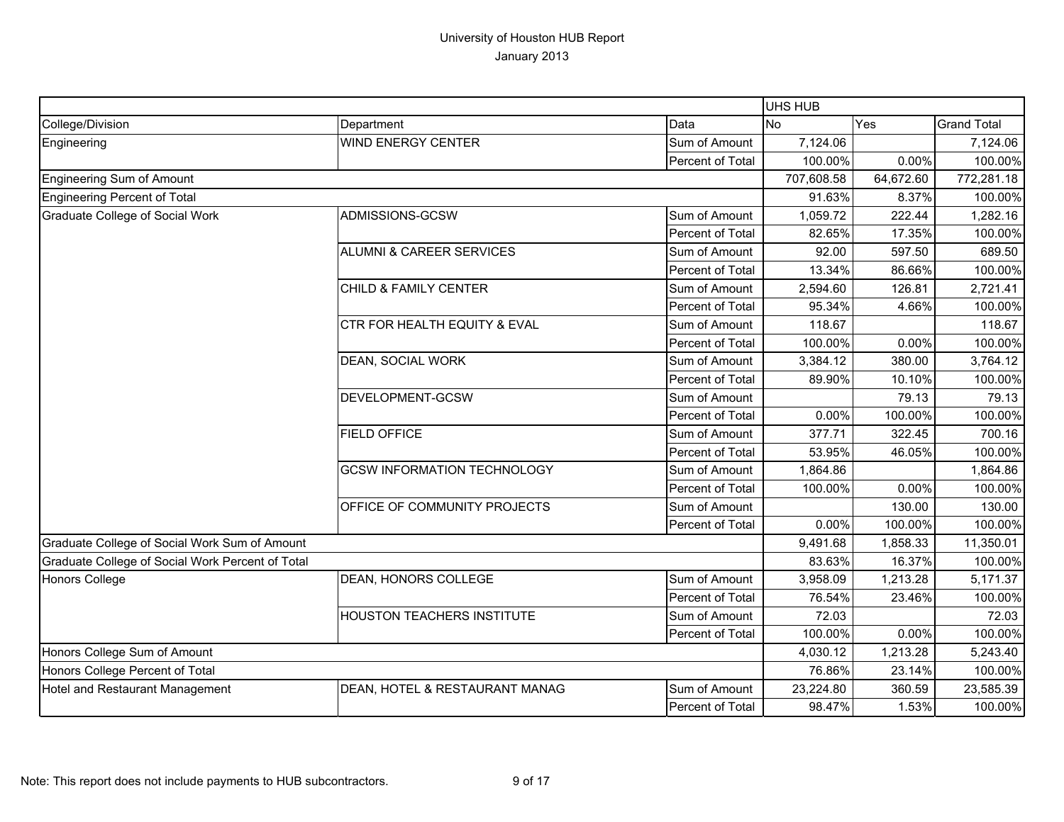University of Houston HUB Report
January 2013

| | | | UHS HUB | | |
|---|---|---|---|---|---|
| College/Division | Department | Data | No | Yes | Grand Total |
| Engineering | WIND ENERGY CENTER | Sum of Amount | 7,124.06 | | 7,124.06 |
| | | Percent of Total | 100.00% | 0.00% | 100.00% |
| Engineering Sum of Amount | | | 707,608.58 | 64,672.60 | 772,281.18 |
| Engineering Percent of Total | | | 91.63% | 8.37% | 100.00% |
| Graduate College of Social Work | ADMISSIONS-GCSW | Sum of Amount | 1,059.72 | 222.44 | 1,282.16 |
| | | Percent of Total | 82.65% | 17.35% | 100.00% |
| | ALUMNI & CAREER SERVICES | Sum of Amount | 92.00 | 597.50 | 689.50 |
| | | Percent of Total | 13.34% | 86.66% | 100.00% |
| | CHILD & FAMILY CENTER | Sum of Amount | 2,594.60 | 126.81 | 2,721.41 |
| | | Percent of Total | 95.34% | 4.66% | 100.00% |
| | CTR FOR HEALTH EQUITY & EVAL | Sum of Amount | 118.67 | | 118.67 |
| | | Percent of Total | 100.00% | 0.00% | 100.00% |
| | DEAN, SOCIAL WORK | Sum of Amount | 3,384.12 | 380.00 | 3,764.12 |
| | | Percent of Total | 89.90% | 10.10% | 100.00% |
| | DEVELOPMENT-GCSW | Sum of Amount | | 79.13 | 79.13 |
| | | Percent of Total | 0.00% | 100.00% | 100.00% |
| | FIELD OFFICE | Sum of Amount | 377.71 | 322.45 | 700.16 |
| | | Percent of Total | 53.95% | 46.05% | 100.00% |
| | GCSW INFORMATION TECHNOLOGY | Sum of Amount | 1,864.86 | | 1,864.86 |
| | | Percent of Total | 100.00% | 0.00% | 100.00% |
| | OFFICE OF COMMUNITY PROJECTS | Sum of Amount | | 130.00 | 130.00 |
| | | Percent of Total | 0.00% | 100.00% | 100.00% |
| Graduate College of Social Work Sum of Amount | | | 9,491.68 | 1,858.33 | 11,350.01 |
| Graduate College of Social Work Percent of Total | | | 83.63% | 16.37% | 100.00% |
| Honors College | DEAN, HONORS COLLEGE | Sum of Amount | 3,958.09 | 1,213.28 | 5,171.37 |
| | | Percent of Total | 76.54% | 23.46% | 100.00% |
| | HOUSTON TEACHERS INSTITUTE | Sum of Amount | 72.03 | | 72.03 |
| | | Percent of Total | 100.00% | 0.00% | 100.00% |
| Honors College Sum of Amount | | | 4,030.12 | 1,213.28 | 5,243.40 |
| Honors College Percent of Total | | | 76.86% | 23.14% | 100.00% |
| Hotel and Restaurant Management | DEAN, HOTEL & RESTAURANT MANAG | Sum of Amount | 23,224.80 | 360.59 | 23,585.39 |
| | | Percent of Total | 98.47% | 1.53% | 100.00% |

Note: This report does not include payments to HUB subcontractors.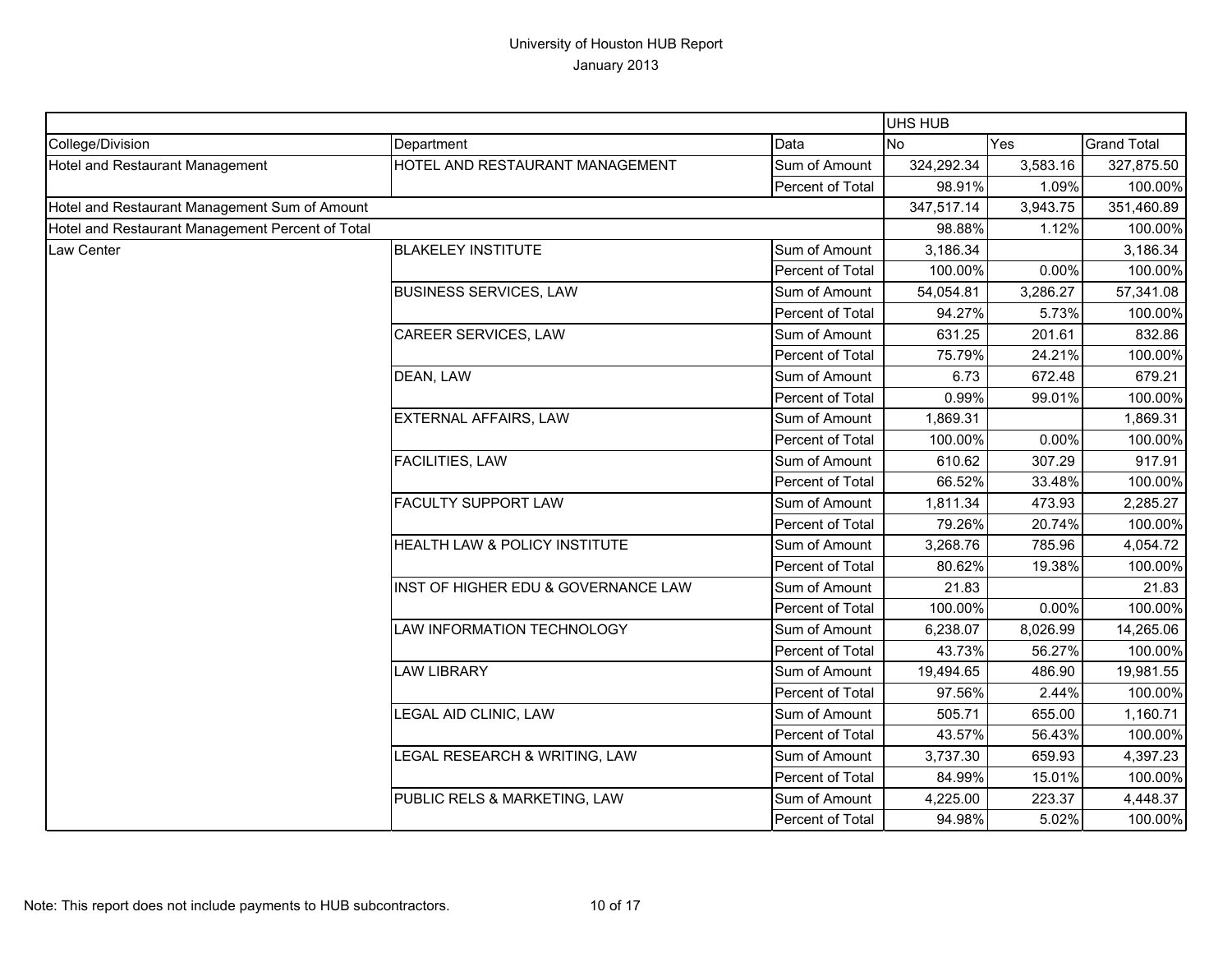# University of Houston HUB Report

January 2013

| | | | UHS HUB | | |
|---|---|---|---|---|---|
| College/Division | Department | Data | No | Yes | Grand Total |
| Hotel and Restaurant Management | HOTEL AND RESTAURANT MANAGEMENT | Sum of Amount | 324,292.34 | 3,583.16 | 327,875.50 |
| | | Percent of Total | 98.91% | 1.09% | 100.00% |
| Hotel and Restaurant Management Sum of Amount | | | 347,517.14 | 3,943.75 | 351,460.89 |
| Hotel and Restaurant Management Percent of Total | | | 98.88% | 1.12% | 100.00% |
| Law Center | BLAKELEY INSTITUTE | Sum of Amount | 3,186.34 | | 3,186.34 |
| | | Percent of Total | 100.00% | 0.00% | 100.00% |
| | BUSINESS SERVICES, LAW | Sum of Amount | 54,054.81 | 3,286.27 | 57,341.08 |
| | | Percent of Total | 94.27% | 5.73% | 100.00% |
| | CAREER SERVICES, LAW | Sum of Amount | 631.25 | 201.61 | 832.86 |
| | | Percent of Total | 75.79% | 24.21% | 100.00% |
| | DEAN, LAW | Sum of Amount | 6.73 | 672.48 | 679.21 |
| | | Percent of Total | 0.99% | 99.01% | 100.00% |
| | EXTERNAL AFFAIRS, LAW | Sum of Amount | 1,869.31 | | 1,869.31 |
| | | Percent of Total | 100.00% | 0.00% | 100.00% |
| | FACILITIES, LAW | Sum of Amount | 610.62 | 307.29 | 917.91 |
| | | Percent of Total | 66.52% | 33.48% | 100.00% |
| | FACULTY SUPPORT LAW | Sum of Amount | 1,811.34 | 473.93 | 2,285.27 |
| | | Percent of Total | 79.26% | 20.74% | 100.00% |
| | HEALTH LAW & POLICY INSTITUTE | Sum of Amount | 3,268.76 | 785.96 | 4,054.72 |
| | | Percent of Total | 80.62% | 19.38% | 100.00% |
| | INST OF HIGHER EDU & GOVERNANCE LAW | Sum of Amount | 21.83 | | 21.83 |
| | | Percent of Total | 100.00% | 0.00% | 100.00% |
| | LAW INFORMATION TECHNOLOGY | Sum of Amount | 6,238.07 | 8,026.99 | 14,265.06 |
| | | Percent of Total | 43.73% | 56.27% | 100.00% |
| | LAW LIBRARY | Sum of Amount | 19,494.65 | 486.90 | 19,981.55 |
| | | Percent of Total | 97.56% | 2.44% | 100.00% |
| | LEGAL AID CLINIC, LAW | Sum of Amount | 505.71 | 655.00 | 1,160.71 |
| | | Percent of Total | 43.57% | 56.43% | 100.00% |
| | LEGAL RESEARCH & WRITING, LAW | Sum of Amount | 3,737.30 | 659.93 | 4,397.23 |
| | | Percent of Total | 84.99% | 15.01% | 100.00% |
| | PUBLIC RELS & MARKETING, LAW | Sum of Amount | 4,225.00 | 223.37 | 4,448.37 |
| | | Percent of Total | 94.98% | 5.02% | 100.00% |

Note: This report does not include payments to HUB subcontractors.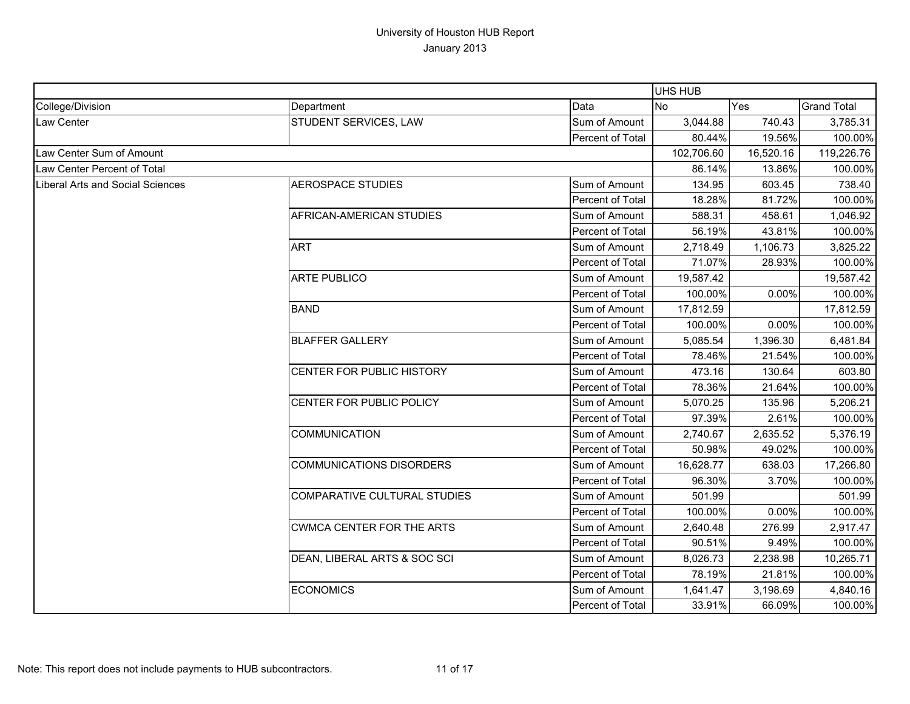University of Houston HUB Report

January 2013

| | | | UHS HUB | | |
|---|---|---|---|---|---|
| College/Division | Department | Data | No | Yes | Grand Total |
| Law Center | STUDENT SERVICES, LAW | Sum of Amount | 3,044.88 | 740.43 | 3,785.31 |
| | | Percent of Total | 80.44% | 19.56% | 100.00% |
| Law Center Sum of Amount | | | 102,706.60 | 16,520.16 | 119,226.76 |
| Law Center Percent of Total | | | 86.14% | 13.86% | 100.00% |
| Liberal Arts and Social Sciences | AEROSPACE STUDIES | Sum of Amount | 134.95 | 603.45 | 738.40 |
| | | Percent of Total | 18.28% | 81.72% | 100.00% |
| | AFRICAN-AMERICAN STUDIES | Sum of Amount | 588.31 | 458.61 | 1,046.92 |
| | | Percent of Total | 56.19% | 43.81% | 100.00% |
| | ART | Sum of Amount | 2,718.49 | 1,106.73 | 3,825.22 |
| | | Percent of Total | 71.07% | 28.93% | 100.00% |
| | ARTE PUBLICO | Sum of Amount | 19,587.42 | | 19,587.42 |
| | | Percent of Total | 100.00% | 0.00% | 100.00% |
| | BAND | Sum of Amount | 17,812.59 | | 17,812.59 |
| | | Percent of Total | 100.00% | 0.00% | 100.00% |
| | BLAFFER GALLERY | Sum of Amount | 5,085.54 | 1,396.30 | 6,481.84 |
| | | Percent of Total | 78.46% | 21.54% | 100.00% |
| | CENTER FOR PUBLIC HISTORY | Sum of Amount | 473.16 | 130.64 | 603.80 |
| | | Percent of Total | 78.36% | 21.64% | 100.00% |
| | CENTER FOR PUBLIC POLICY | Sum of Amount | 5,070.25 | 135.96 | 5,206.21 |
| | | Percent of Total | 97.39% | 2.61% | 100.00% |
| | COMMUNICATION | Sum of Amount | 2,740.67 | 2,635.52 | 5,376.19 |
| | | Percent of Total | 50.98% | 49.02% | 100.00% |
| | COMMUNICATIONS DISORDERS | Sum of Amount | 16,628.77 | 638.03 | 17,266.80 |
| | | Percent of Total | 96.30% | 3.70% | 100.00% |
| | COMPARATIVE CULTURAL STUDIES | Sum of Amount | 501.99 | | 501.99 |
| | | Percent of Total | 100.00% | 0.00% | 100.00% |
| | CWMCA CENTER FOR THE ARTS | Sum of Amount | 2,640.48 | 276.99 | 2,917.47 |
| | | Percent of Total | 90.51% | 9.49% | 100.00% |
| | DEAN, LIBERAL ARTS & SOC SCI | Sum of Amount | 8,026.73 | 2,238.98 | 10,265.71 |
| | | Percent of Total | 78.19% | 21.81% | 100.00% |
| | ECONOMICS | Sum of Amount | 1,641.47 | 3,198.69 | 4,840.16 |
| | | Percent of Total | 33.91% | 66.09% | 100.00% |

Note: This report does not include payments to HUB subcontractors.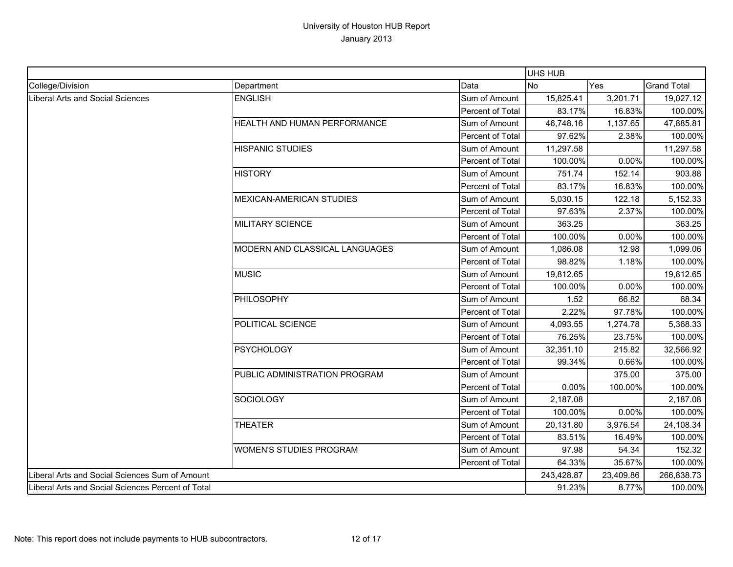# University of Houston HUB Report

January 2013

| | | | UHS HUB | | |
|---|---|---|---|---|---|
| College/Division | Department | Data | No | Yes | Grand Total |
| Liberal Arts and Social Sciences | ENGLISH | Sum of Amount | 15,825.41 | 3,201.71 | 19,027.12 |
| | | Percent of Total | 83.17% | 16.83% | 100.00% |
| | HEALTH AND HUMAN PERFORMANCE | Sum of Amount | 46,748.16 | 1,137.65 | 47,885.81 |
| | | Percent of Total | 97.62% | 2.38% | 100.00% |
| | HISPANIC STUDIES | Sum of Amount | 11,297.58 | | 11,297.58 |
| | | Percent of Total | 100.00% | 0.00% | 100.00% |
| | HISTORY | Sum of Amount | 751.74 | 152.14 | 903.88 |
| | | Percent of Total | 83.17% | 16.83% | 100.00% |
| | MEXICAN-AMERICAN STUDIES | Sum of Amount | 5,030.15 | 122.18 | 5,152.33 |
| | | Percent of Total | 97.63% | 2.37% | 100.00% |
| | MILITARY SCIENCE | Sum of Amount | 363.25 | | 363.25 |
| | | Percent of Total | 100.00% | 0.00% | 100.00% |
| | MODERN AND CLASSICAL LANGUAGES | Sum of Amount | 1,086.08 | 12.98 | 1,099.06 |
| | | Percent of Total | 98.82% | 1.18% | 100.00% |
| | MUSIC | Sum of Amount | 19,812.65 | | 19,812.65 |
| | | Percent of Total | 100.00% | 0.00% | 100.00% |
| | PHILOSOPHY | Sum of Amount | 1.52 | 66.82 | 68.34 |
| | | Percent of Total | 2.22% | 97.78% | 100.00% |
| | POLITICAL SCIENCE | Sum of Amount | 4,093.55 | 1,274.78 | 5,368.33 |
| | | Percent of Total | 76.25% | 23.75% | 100.00% |
| | PSYCHOLOGY | Sum of Amount | 32,351.10 | 215.82 | 32,566.92 |
| | | Percent of Total | 99.34% | 0.66% | 100.00% |
| | PUBLIC ADMINISTRATION PROGRAM | Sum of Amount | | 375.00 | 375.00 |
| | | Percent of Total | 0.00% | 100.00% | 100.00% |
| | SOCIOLOGY | Sum of Amount | 2,187.08 | | 2,187.08 |
| | | Percent of Total | 100.00% | 0.00% | 100.00% |
| | THEATER | Sum of Amount | 20,131.80 | 3,976.54 | 24,108.34 |
| | | Percent of Total | 83.51% | 16.49% | 100.00% |
| | WOMEN'S STUDIES PROGRAM | Sum of Amount | 97.98 | 54.34 | 152.32 |
| | | Percent of Total | 64.33% | 35.67% | 100.00% |
| Liberal Arts and Social Sciences Sum of Amount | | | 243,428.87 | 23,409.86 | 266,838.73 |
| Liberal Arts and Social Sciences Percent of Total | | | 91.23% | 8.77% | 100.00% |

Note: This report does not include payments to HUB subcontractors.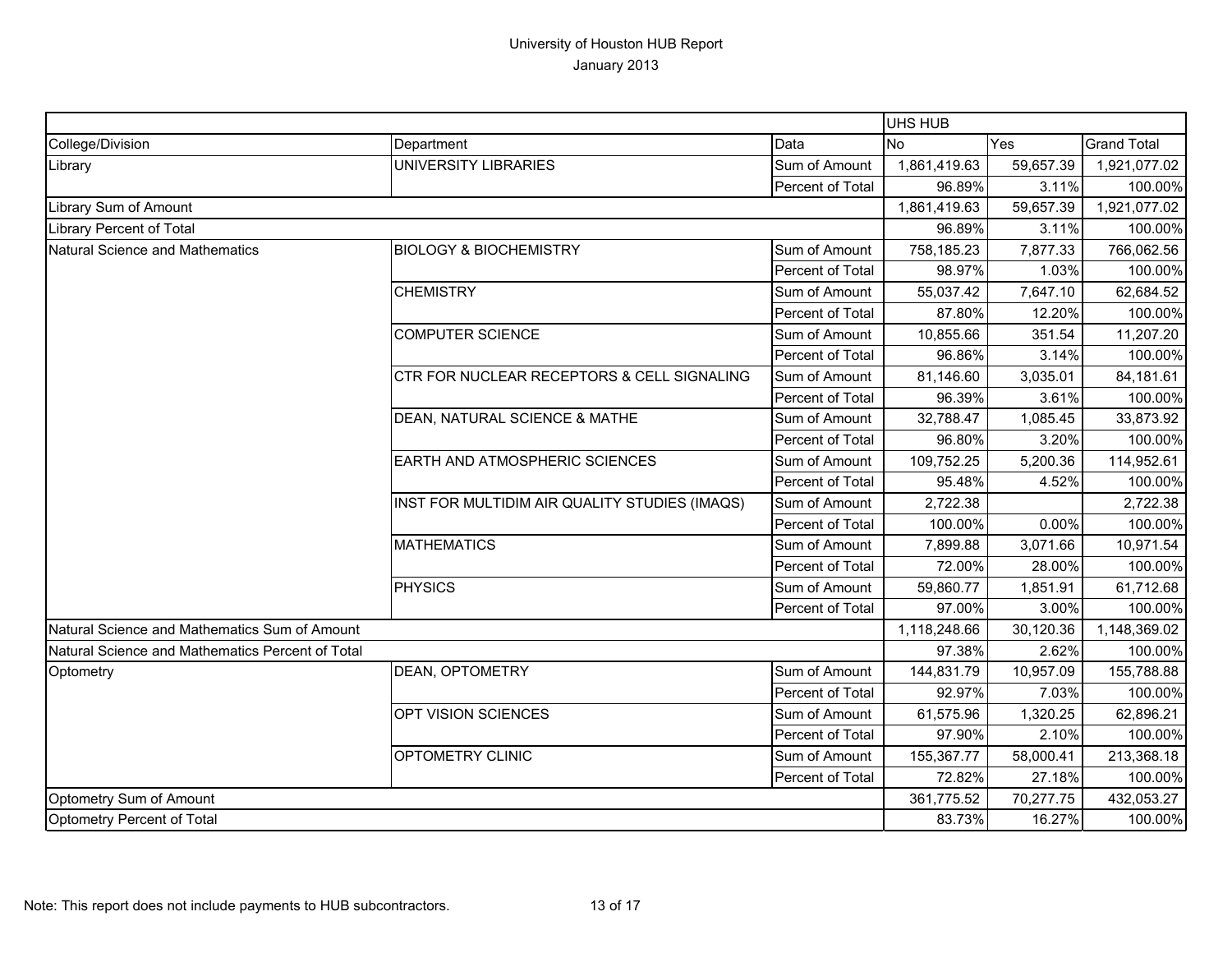# University of Houston HUB Report

January 2013

| | | | UHS HUB | | |
|---|---|---|---|---|---|
| College/Division | Department | Data | No | Yes | Grand Total |
| Library | UNIVERSITY LIBRARIES | Sum of Amount | 1,861,419.63 | 59,657.39 | 1,921,077.02 |
| | | Percent of Total | 96.89% | 3.11% | 100.00% |
| Library Sum of Amount | | | 1,861,419.63 | 59,657.39 | 1,921,077.02 |
| Library Percent of Total | | | 96.89% | 3.11% | 100.00% |
| Natural Science and Mathematics | BIOLOGY & BIOCHEMISTRY | Sum of Amount | 758,185.23 | 7,877.33 | 766,062.56 |
| | | Percent of Total | 98.97% | 1.03% | 100.00% |
| | CHEMISTRY | Sum of Amount | 55,037.42 | 7,647.10 | 62,684.52 |
| | | Percent of Total | 87.80% | 12.20% | 100.00% |
| | COMPUTER SCIENCE | Sum of Amount | 10,855.66 | 351.54 | 11,207.20 |
| | | Percent of Total | 96.86% | 3.14% | 100.00% |
| | CTR FOR NUCLEAR RECEPTORS & CELL SIGNALING | Sum of Amount | 81,146.60 | 3,035.01 | 84,181.61 |
| | | Percent of Total | 96.39% | 3.61% | 100.00% |
| | DEAN, NATURAL SCIENCE & MATHE | Sum of Amount | 32,788.47 | 1,085.45 | 33,873.92 |
| | | Percent of Total | 96.80% | 3.20% | 100.00% |
| | EARTH AND ATMOSPHERIC SCIENCES | Sum of Amount | 109,752.25 | 5,200.36 | 114,952.61 |
| | | Percent of Total | 95.48% | 4.52% | 100.00% |
| | INST FOR MULTIDIM AIR QUALITY STUDIES (IMAQS) | Sum of Amount | 2,722.38 | | 2,722.38 |
| | | Percent of Total | 100.00% | 0.00% | 100.00% |
| | MATHEMATICS | Sum of Amount | 7,899.88 | 3,071.66 | 10,971.54 |
| | | Percent of Total | 72.00% | 28.00% | 100.00% |
| | PHYSICS | Sum of Amount | 59,860.77 | 1,851.91 | 61,712.68 |
| | | Percent of Total | 97.00% | 3.00% | 100.00% |
| Natural Science and Mathematics Sum of Amount | | | 1,118,248.66 | 30,120.36 | 1,148,369.02 |
| Natural Science and Mathematics Percent of Total | | | 97.38% | 2.62% | 100.00% |
| Optometry | DEAN, OPTOMETRY | Sum of Amount | 144,831.79 | 10,957.09 | 155,788.88 |
| | | Percent of Total | 92.97% | 7.03% | 100.00% |
| | OPT VISION SCIENCES | Sum of Amount | 61,575.96 | 1,320.25 | 62,896.21 |
| | | Percent of Total | 97.90% | 2.10% | 100.00% |
| | OPTOMETRY CLINIC | Sum of Amount | 155,367.77 | 58,000.41 | 213,368.18 |
| | | Percent of Total | 72.82% | 27.18% | 100.00% |
| Optometry Sum of Amount | | | 361,775.52 | 70,277.75 | 432,053.27 |
| Optometry Percent of Total | | | 83.73% | 16.27% | 100.00% |

Note: This report does not include payments to HUB subcontractors.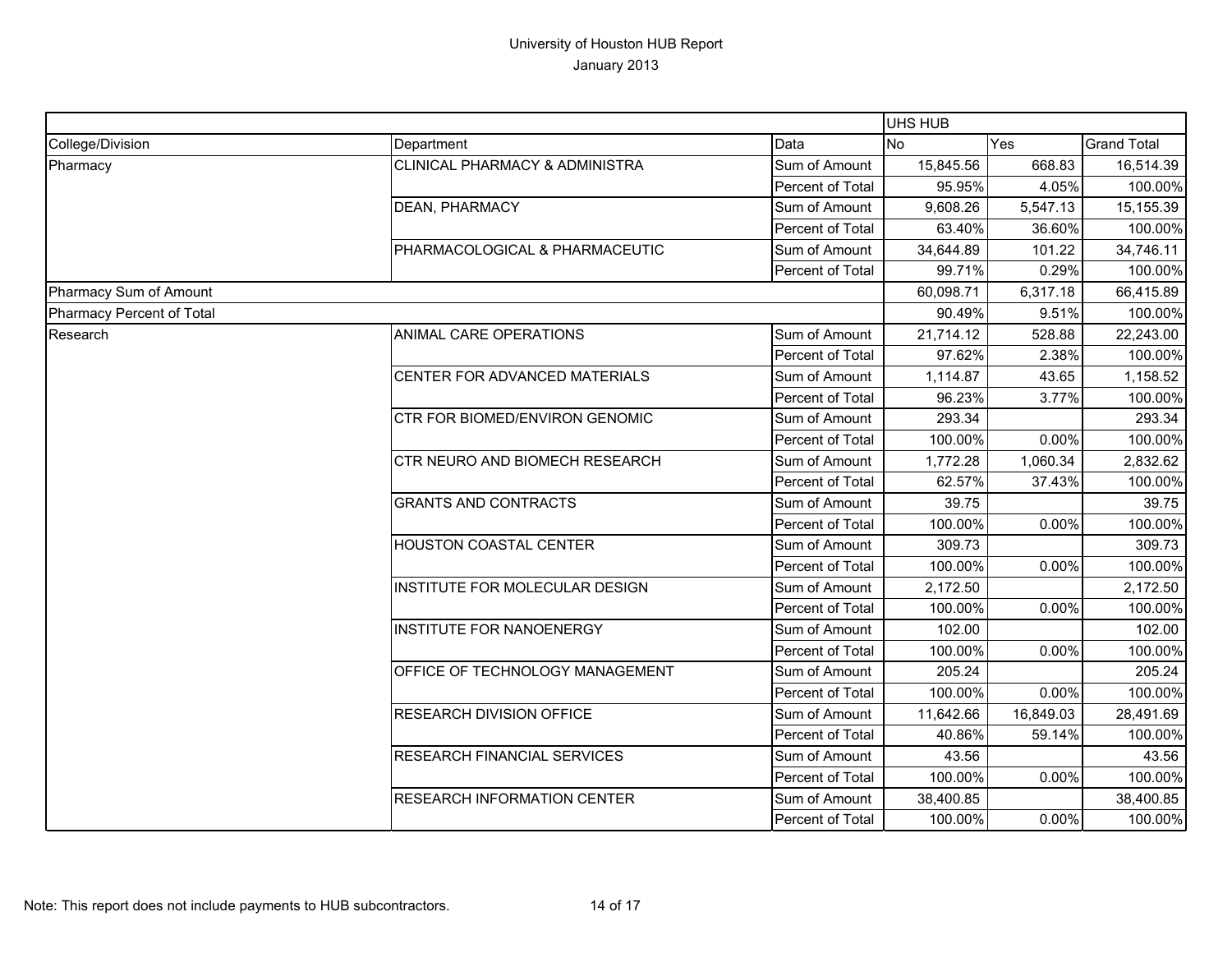# University of Houston HUB Report

January 2013

| | | | UHS HUB | | |
|---|---|---|---|---|---|
| College/Division | Department | Data | No | Yes | Grand Total |
| Pharmacy | CLINICAL PHARMACY & ADMINISTRA | Sum of Amount | 15,845.56 | 668.83 | 16,514.39 |
| | | Percent of Total | 95.95% | 4.05% | 100.00% |
| | DEAN, PHARMACY | Sum of Amount | 9,608.26 | 5,547.13 | 15,155.39 |
| | | Percent of Total | 63.40% | 36.60% | 100.00% |
| | PHARMACOLOGICAL & PHARMACEUTIC | Sum of Amount | 34,644.89 | 101.22 | 34,746.11 |
| | | Percent of Total | 99.71% | 0.29% | 100.00% |
| Pharmacy Sum of Amount | | | 60,098.71 | 6,317.18 | 66,415.89 |
| Pharmacy Percent of Total | | | 90.49% | 9.51% | 100.00% |
| Research | ANIMAL CARE OPERATIONS | Sum of Amount | 21,714.12 | 528.88 | 22,243.00 |
| | | Percent of Total | 97.62% | 2.38% | 100.00% |
| | CENTER FOR ADVANCED MATERIALS | Sum of Amount | 1,114.87 | 43.65 | 1,158.52 |
| | | Percent of Total | 96.23% | 3.77% | 100.00% |
| | CTR FOR BIOMED/ENVIRON GENOMIC | Sum of Amount | 293.34 | | 293.34 |
| | | Percent of Total | 100.00% | 0.00% | 100.00% |
| | CTR NEURO AND BIOMECH RESEARCH | Sum of Amount | 1,772.28 | 1,060.34 | 2,832.62 |
| | | Percent of Total | 62.57% | 37.43% | 100.00% |
| | GRANTS AND CONTRACTS | Sum of Amount | 39.75 | | 39.75 |
| | | Percent of Total | 100.00% | 0.00% | 100.00% |
| | HOUSTON COASTAL CENTER | Sum of Amount | 309.73 | | 309.73 |
| | | Percent of Total | 100.00% | 0.00% | 100.00% |
| | INSTITUTE FOR MOLECULAR DESIGN | Sum of Amount | 2,172.50 | | 2,172.50 |
| | | Percent of Total | 100.00% | 0.00% | 100.00% |
| | INSTITUTE FOR NANOENERGY | Sum of Amount | 102.00 | | 102.00 |
| | | Percent of Total | 100.00% | 0.00% | 100.00% |
| | OFFICE OF TECHNOLOGY MANAGEMENT | Sum of Amount | 205.24 | | 205.24 |
| | | Percent of Total | 100.00% | 0.00% | 100.00% |
| | RESEARCH DIVISION OFFICE | Sum of Amount | 11,642.66 | 16,849.03 | 28,491.69 |
| | | Percent of Total | 40.86% | 59.14% | 100.00% |
| | RESEARCH FINANCIAL SERVICES | Sum of Amount | 43.56 | | 43.56 |
| | | Percent of Total | 100.00% | 0.00% | 100.00% |
| | RESEARCH INFORMATION CENTER | Sum of Amount | 38,400.85 | | 38,400.85 |
| | | Percent of Total | 100.00% | 0.00% | 100.00% |

Note: This report does not include payments to HUB subcontractors.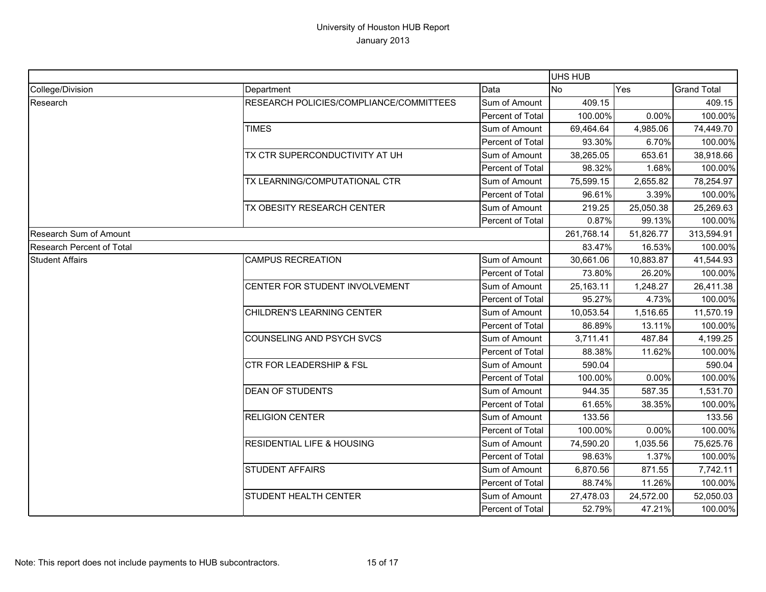# University of Houston HUB Report

January 2013

| | | | UHS HUB | | |
|---|---|---|---|---|---|
| College/Division | Department | Data | No | Yes | Grand Total |
| Research | RESEARCH POLICIES/COMPLIANCE/COMMITTEES | Sum of Amount | 409.15 | | 409.15 |
| | | Percent of Total | 100.00% | 0.00% | 100.00% |
| | TIMES | Sum of Amount | 69,464.64 | 4,985.06 | 74,449.70 |
| | | Percent of Total | 93.30% | 6.70% | 100.00% |
| | TX CTR SUPERCONDUCTIVITY AT UH | Sum of Amount | 38,265.05 | 653.61 | 38,918.66 |
| | | Percent of Total | 98.32% | 1.68% | 100.00% |
| | TX LEARNING/COMPUTATIONAL CTR | Sum of Amount | 75,599.15 | 2,655.82 | 78,254.97 |
| | | Percent of Total | 96.61% | 3.39% | 100.00% |
| | TX OBESITY RESEARCH CENTER | Sum of Amount | 219.25 | 25,050.38 | 25,269.63 |
| | | Percent of Total | 0.87% | 99.13% | 100.00% |
| Research Sum of Amount | | | 261,768.14 | 51,826.77 | 313,594.91 |
| Research Percent of Total | | | 83.47% | 16.53% | 100.00% |
| Student Affairs | CAMPUS RECREATION | Sum of Amount | 30,661.06 | 10,883.87 | 41,544.93 |
| | | Percent of Total | 73.80% | 26.20% | 100.00% |
| | CENTER FOR STUDENT INVOLVEMENT | Sum of Amount | 25,163.11 | 1,248.27 | 26,411.38 |
| | | Percent of Total | 95.27% | 4.73% | 100.00% |
| | CHILDREN'S LEARNING CENTER | Sum of Amount | 10,053.54 | 1,516.65 | 11,570.19 |
| | | Percent of Total | 86.89% | 13.11% | 100.00% |
| | COUNSELING AND PSYCH SVCS | Sum of Amount | 3,711.41 | 487.84 | 4,199.25 |
| | | Percent of Total | 88.38% | 11.62% | 100.00% |
| | CTR FOR LEADERSHIP & FSL | Sum of Amount | 590.04 | | 590.04 |
| | | Percent of Total | 100.00% | 0.00% | 100.00% |
| | DEAN OF STUDENTS | Sum of Amount | 944.35 | 587.35 | 1,531.70 |
| | | Percent of Total | 61.65% | 38.35% | 100.00% |
| | RELIGION CENTER | Sum of Amount | 133.56 | | 133.56 |
| | | Percent of Total | 100.00% | 0.00% | 100.00% |
| | RESIDENTIAL LIFE & HOUSING | Sum of Amount | 74,590.20 | 1,035.56 | 75,625.76 |
| | | Percent of Total | 98.63% | 1.37% | 100.00% |
| | STUDENT AFFAIRS | Sum of Amount | 6,870.56 | 871.55 | 7,742.11 |
| | | Percent of Total | 88.74% | 11.26% | 100.00% |
| | STUDENT HEALTH CENTER | Sum of Amount | 27,478.03 | 24,572.00 | 52,050.03 |
| | | Percent of Total | 52.79% | 47.21% | 100.00% |

Note: This report does not include payments to HUB subcontractors.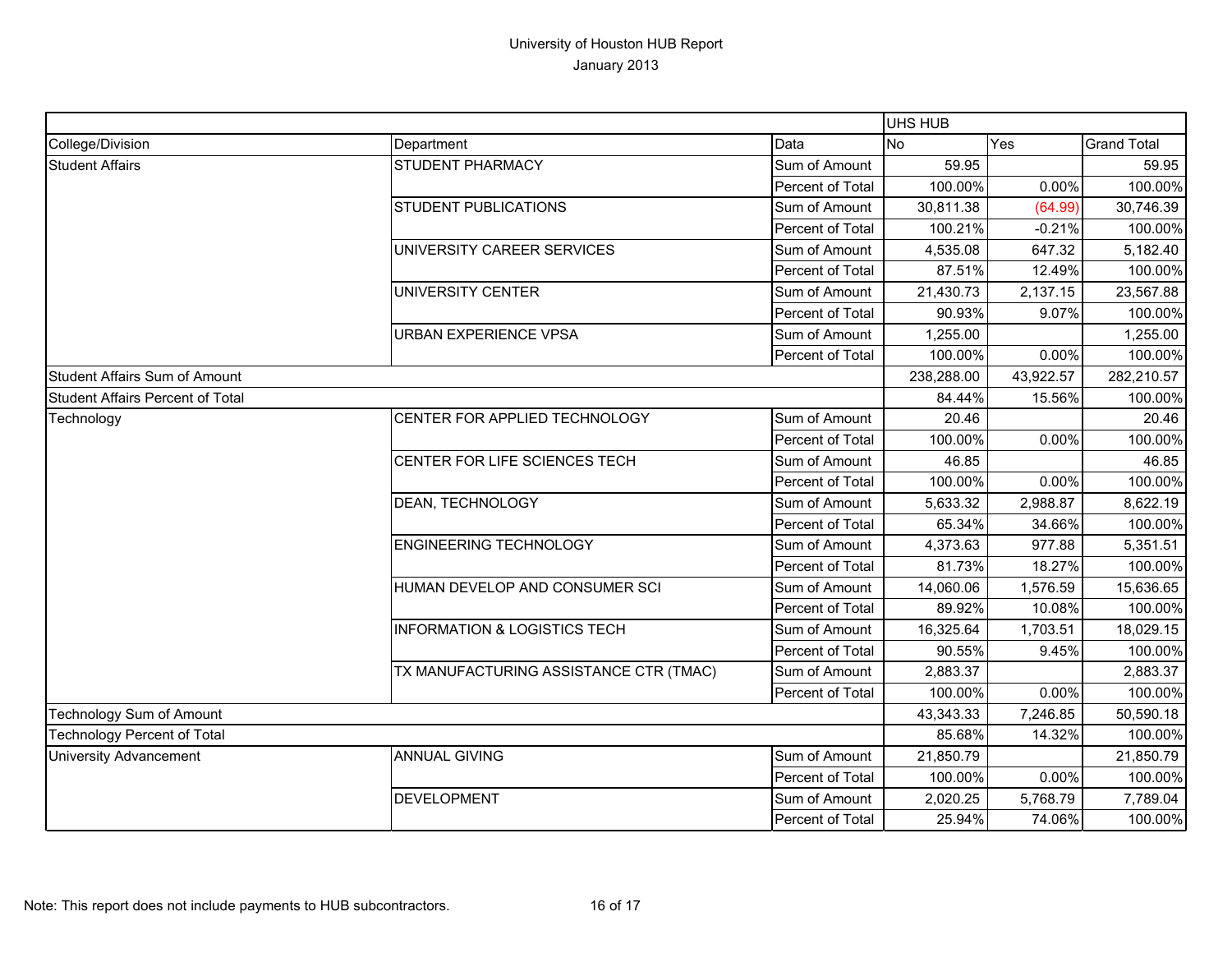# University of Houston HUB Report

January 2013

| | | | UHS HUB | | |
|---|---|---|---|---|---|
| College/Division | Department | Data | No | Yes | Grand Total |
| Student Affairs | STUDENT PHARMACY | Sum of Amount | 59.95 | | 59.95 |
| | | Percent of Total | 100.00% | 0.00% | 100.00% |
| | STUDENT PUBLICATIONS | Sum of Amount | 30,811.38 | (64.99) | 30,746.39 |
| | | Percent of Total | 100.21% | -0.21% | 100.00% |
| | UNIVERSITY CAREER SERVICES | Sum of Amount | 4,535.08 | 647.32 | 5,182.40 |
| | | Percent of Total | 87.51% | 12.49% | 100.00% |
| | UNIVERSITY CENTER | Sum of Amount | 21,430.73 | 2,137.15 | 23,567.88 |
| | | Percent of Total | 90.93% | 9.07% | 100.00% |
| | URBAN EXPERIENCE VPSA | Sum of Amount | 1,255.00 | | 1,255.00 |
| | | Percent of Total | 100.00% | 0.00% | 100.00% |
| Student Affairs Sum of Amount | | | 238,288.00 | 43,922.57 | 282,210.57 |
| Student Affairs Percent of Total | | | 84.44% | 15.56% | 100.00% |
| Technology | CENTER FOR APPLIED TECHNOLOGY | Sum of Amount | 20.46 | | 20.46 |
| | | Percent of Total | 100.00% | 0.00% | 100.00% |
| | CENTER FOR LIFE SCIENCES TECH | Sum of Amount | 46.85 | | 46.85 |
| | | Percent of Total | 100.00% | 0.00% | 100.00% |
| | DEAN, TECHNOLOGY | Sum of Amount | 5,633.32 | 2,988.87 | 8,622.19 |
| | | Percent of Total | 65.34% | 34.66% | 100.00% |
| | ENGINEERING TECHNOLOGY | Sum of Amount | 4,373.63 | 977.88 | 5,351.51 |
| | | Percent of Total | 81.73% | 18.27% | 100.00% |
| | HUMAN DEVELOP AND CONSUMER SCI | Sum of Amount | 14,060.06 | 1,576.59 | 15,636.65 |
| | | Percent of Total | 89.92% | 10.08% | 100.00% |
| | INFORMATION & LOGISTICS TECH | Sum of Amount | 16,325.64 | 1,703.51 | 18,029.15 |
| | | Percent of Total | 90.55% | 9.45% | 100.00% |
| | TX MANUFACTURING ASSISTANCE CTR (TMAC) | Sum of Amount | 2,883.37 | | 2,883.37 |
| | | Percent of Total | 100.00% | 0.00% | 100.00% |
| Technology Sum of Amount | | | 43,343.33 | 7,246.85 | 50,590.18 |
| Technology Percent of Total | | | 85.68% | 14.32% | 100.00% |
| University Advancement | ANNUAL GIVING | Sum of Amount | 21,850.79 | | 21,850.79 |
| | | Percent of Total | 100.00% | 0.00% | 100.00% |
| | DEVELOPMENT | Sum of Amount | 2,020.25 | 5,768.79 | 7,789.04 |
| | | Percent of Total | 25.94% | 74.06% | 100.00% |

Note: This report does not include payments to HUB subcontractors.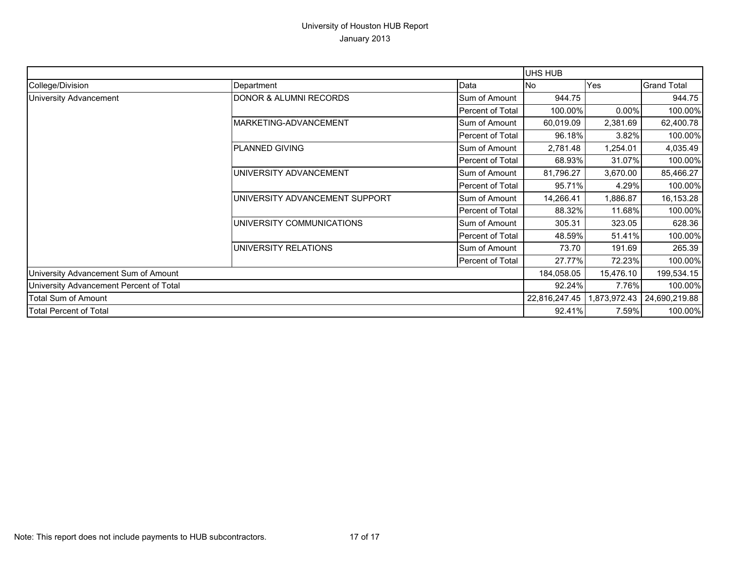University of Houston HUB Report
January 2013

| | | | UHS HUB | | |
|---|---|---|---|---|---|
| College/Division | Department | Data | No | Yes | Grand Total |
| University Advancement | DONOR & ALUMNI RECORDS | Sum of Amount | 944.75 | | 944.75 |
| | | Percent of Total | 100.00% | 0.00% | 100.00% |
| | MARKETING-ADVANCEMENT | Sum of Amount | 60,019.09 | 2,381.69 | 62,400.78 |
| | | Percent of Total | 96.18% | 3.82% | 100.00% |
| | PLANNED GIVING | Sum of Amount | 2,781.48 | 1,254.01 | 4,035.49 |
| | | Percent of Total | 68.93% | 31.07% | 100.00% |
| | UNIVERSITY ADVANCEMENT | Sum of Amount | 81,796.27 | 3,670.00 | 85,466.27 |
| | | Percent of Total | 95.71% | 4.29% | 100.00% |
| | UNIVERSITY ADVANCEMENT SUPPORT | Sum of Amount | 14,266.41 | 1,886.87 | 16,153.28 |
| | | Percent of Total | 88.32% | 11.68% | 100.00% |
| | UNIVERSITY COMMUNICATIONS | Sum of Amount | 305.31 | 323.05 | 628.36 |
| | | Percent of Total | 48.59% | 51.41% | 100.00% |
| | UNIVERSITY RELATIONS | Sum of Amount | 73.70 | 191.69 | 265.39 |
| | | Percent of Total | 27.77% | 72.23% | 100.00% |
| University Advancement Sum of Amount | | | 184,058.05 | 15,476.10 | 199,534.15 |
| University Advancement Percent of Total | | | 92.24% | 7.76% | 100.00% |
| Total Sum of Amount | | | 22,816,247.45 | 1,873,972.43 | 24,690,219.88 |
| Total Percent of Total | | | 92.41% | 7.59% | 100.00% |

Note: This report does not include payments to HUB subcontractors.